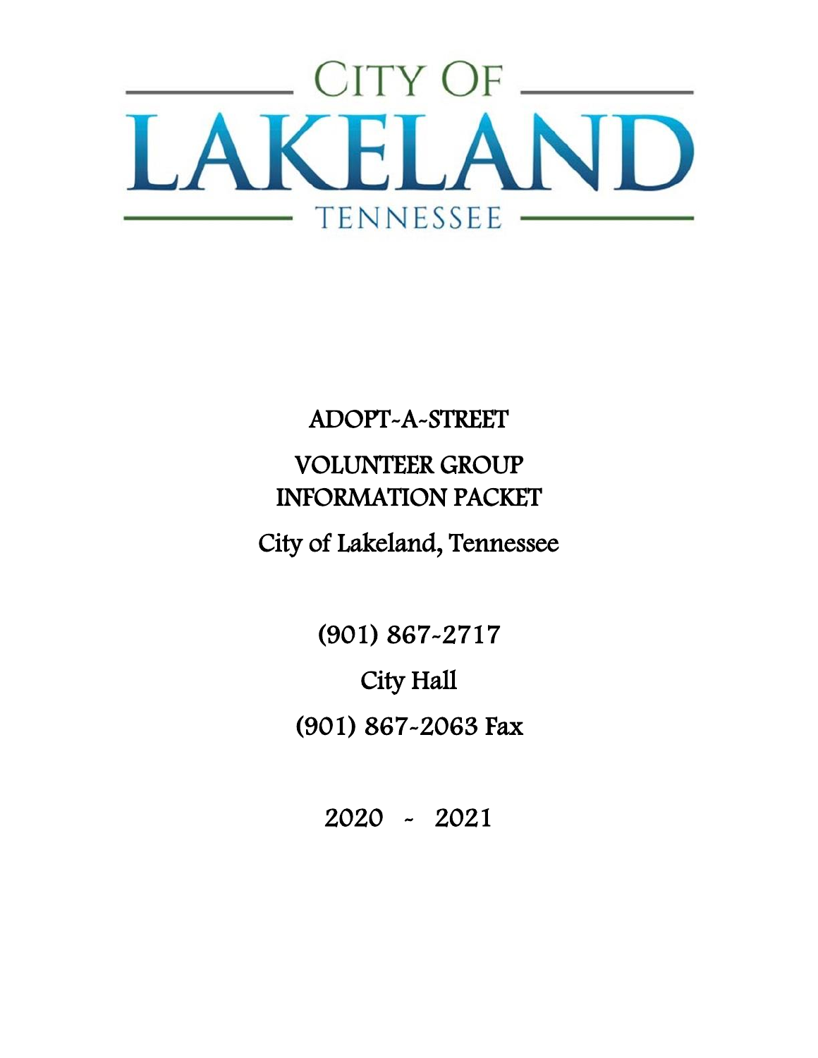CITY OF

# LAKELAND

TENNESSEE

## ADOPT-A-STREET

## VOLUNTEER GROUP INFORMATION PACKET

City of Lakeland, Tennessee

(901) 867-2717

City Hall

(901) 867-2063 Fax

2020 - 2021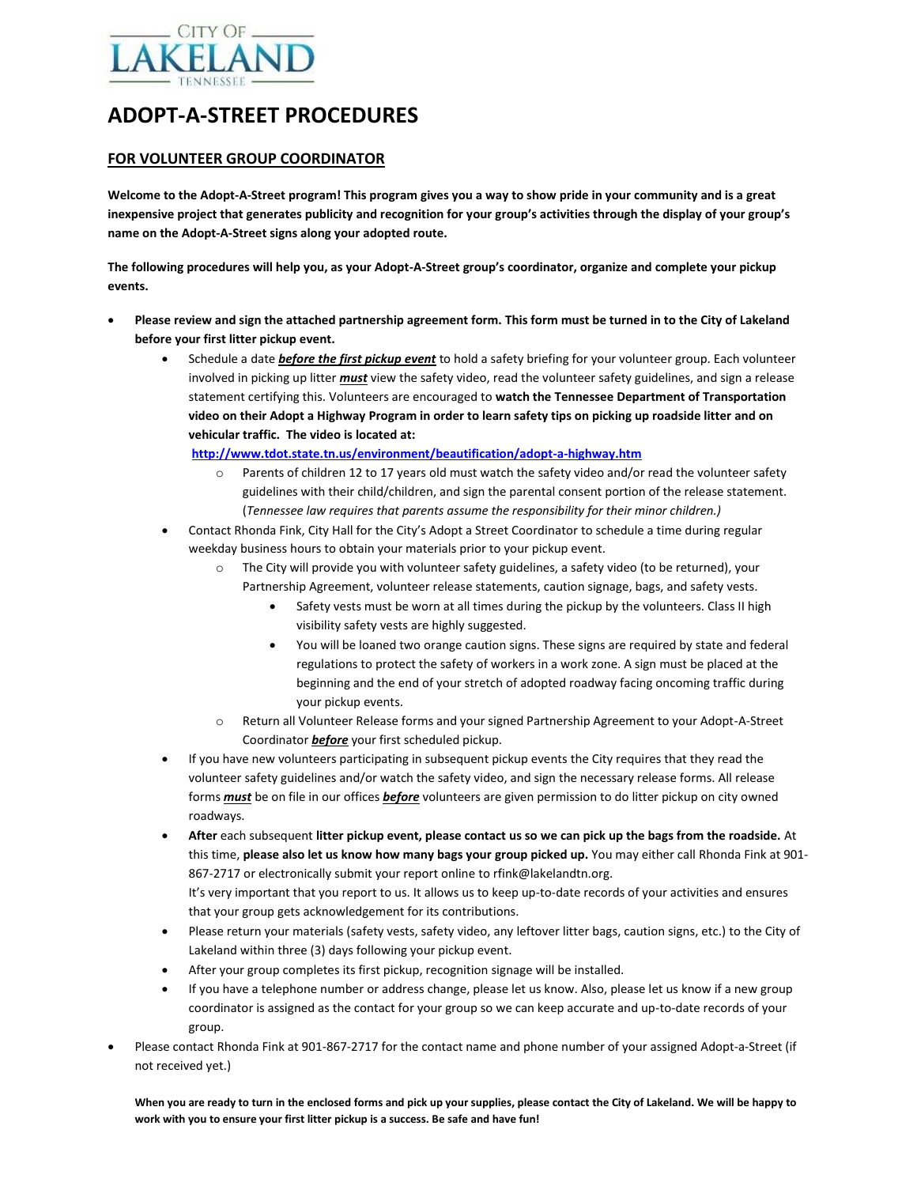CITY OF
LAKELAND
TENNESSEE

# ADOPT-A-STREET PROCEDURES

## FOR VOLUNTEER GROUP COORDINATOR

**Welcome to the Adopt-A-Street program! This program gives you a way to show pride in your community and is a great inexpensive project that generates publicity and recognition for your group's activities through the display of your group's name on the Adopt-A-Street signs along your adopted route.**

**The following procedures will help you, as your Adopt-A-Street group's coordinator, organize and complete your pickup events.**

- **Please review and sign the attached partnership agreement form. This form must be turned in to the City of Lakeland before your first litter pickup event.**
  - Schedule a date ***before the first pickup event*** to hold a safety briefing for your volunteer group. Each volunteer involved in picking up litter ***must*** view the safety video, read the volunteer safety guidelines, and sign a release statement certifying this. Volunteers are encouraged to **watch the Tennessee Department of Transportation video on their Adopt a Highway Program in order to learn safety tips on picking up roadside litter and on vehicular traffic. The video is located at:**
    **http://www.tdot.state.tn.us/environment/beautification/adopt-a-highway.htm**
    - Parents of children 12 to 17 years old must watch the safety video and/or read the volunteer safety guidelines with their child/children, and sign the parental consent portion of the release statement. (*Tennessee law requires that parents assume the responsibility for their minor children.)*
  - Contact Rhonda Fink, City Hall for the City's Adopt a Street Coordinator to schedule a time during regular weekday business hours to obtain your materials prior to your pickup event.
    - The City will provide you with volunteer safety guidelines, a safety video (to be returned), your Partnership Agreement, volunteer release statements, caution signage, bags, and safety vests.
      - Safety vests must be worn at all times during the pickup by the volunteers. Class II high visibility safety vests are highly suggested.
      - You will be loaned two orange caution signs. These signs are required by state and federal regulations to protect the safety of workers in a work zone. A sign must be placed at the beginning and the end of your stretch of adopted roadway facing oncoming traffic during your pickup events.
    - Return all Volunteer Release forms and your signed Partnership Agreement to your Adopt-A-Street Coordinator ***before*** your first scheduled pickup.
  - If you have new volunteers participating in subsequent pickup events the City requires that they read the volunteer safety guidelines and/or watch the safety video, and sign the necessary release forms. All release forms ***must*** be on file in our offices ***before*** volunteers are given permission to do litter pickup on city owned roadways.
  - **After** each subsequent **litter pickup event, please contact us so we can pick up the bags from the roadside.** At this time, **please also let us know how many bags your group picked up.** You may either call Rhonda Fink at 901-867-2717 or electronically submit your report online to rfink@lakelandtn.org.
    It's very important that you report to us. It allows us to keep up-to-date records of your activities and ensures that your group gets acknowledgement for its contributions.
  - Please return your materials (safety vests, safety video, any leftover litter bags, caution signs, etc.) to the City of Lakeland within three (3) days following your pickup event.
  - After your group completes its first pickup, recognition signage will be installed.
  - If you have a telephone number or address change, please let us know. Also, please let us know if a new group coordinator is assigned as the contact for your group so we can keep accurate and up-to-date records of your group.
- Please contact Rhonda Fink at 901-867-2717 for the contact name and phone number of your assigned Adopt-a-Street (if not received yet.)

**When you are ready to turn in the enclosed forms and pick up your supplies, please contact the City of Lakeland. We will be happy to work with you to ensure your first litter pickup is a success. Be safe and have fun!**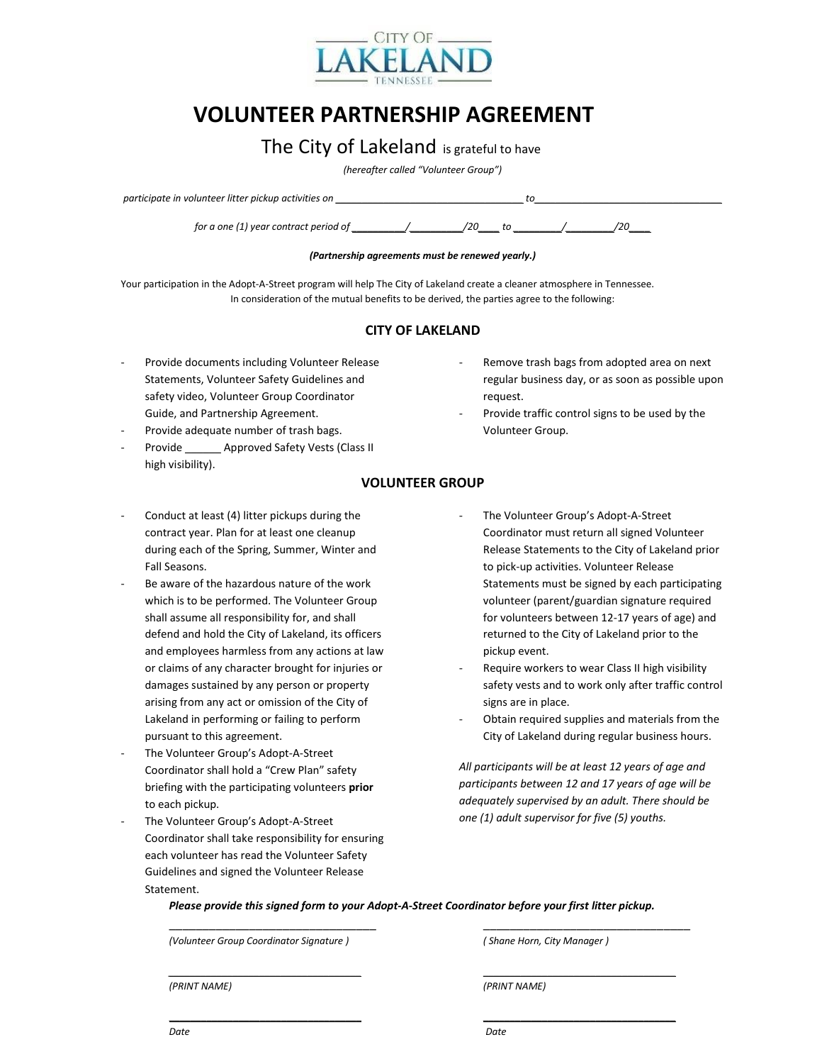CITY OF LAKELAND TENNESSEE

# VOLUNTEER PARTNERSHIP AGREEMENT

The City of Lakeland is grateful to have

*(hereafter called "Volunteer Group")*

*participate in volunteer litter pickup activities on* ________________________________ *to*________________________________

*for a one (1) year contract period of* _________/_________/20___ *to* ________/________/20___

***(Partnership agreements must be renewed yearly.)***

Your participation in the Adopt-A-Street program will help The City of Lakeland create a cleaner atmosphere in Tennessee. In consideration of the mutual benefits to be derived, the parties agree to the following:

## CITY OF LAKELAND

- Provide documents including Volunteer Release Statements, Volunteer Safety Guidelines and safety video, Volunteer Group Coordinator Guide, and Partnership Agreement.
- Provide adequate number of trash bags.
- Provide ______ Approved Safety Vests (Class II high visibility).
- Remove trash bags from adopted area on next regular business day, or as soon as possible upon request.
- Provide traffic control signs to be used by the Volunteer Group.

## VOLUNTEER GROUP

- Conduct at least (4) litter pickups during the contract year. Plan for at least one cleanup during each of the Spring, Summer, Winter and Fall Seasons.
- Be aware of the hazardous nature of the work which is to be performed. The Volunteer Group shall assume all responsibility for, and shall defend and hold the City of Lakeland, its officers and employees harmless from any actions at law or claims of any character brought for injuries or damages sustained by any person or property arising from any act or omission of the City of Lakeland in performing or failing to perform pursuant to this agreement.
- The Volunteer Group's Adopt-A-Street Coordinator shall hold a "Crew Plan" safety briefing with the participating volunteers **prior** to each pickup.
- The Volunteer Group's Adopt-A-Street Coordinator shall take responsibility for ensuring each volunteer has read the Volunteer Safety Guidelines and signed the Volunteer Release Statement.
- The Volunteer Group's Adopt-A-Street Coordinator must return all signed Volunteer Release Statements to the City of Lakeland prior to pick-up activities. Volunteer Release Statements must be signed by each participating volunteer (parent/guardian signature required for volunteers between 12-17 years of age) and returned to the City of Lakeland prior to the pickup event.
- Require workers to wear Class II high visibility safety vests and to work only after traffic control signs are in place.
- Obtain required supplies and materials from the City of Lakeland during regular business hours.

*All participants will be at least 12 years of age and participants between 12 and 17 years of age will be adequately supervised by an adult. There should be one (1) adult supervisor for five (5) youths.*

***Please provide this signed form to your Adopt-A-Street Coordinator before your first litter pickup.***

__________________________________
*(Volunteer Group Coordinator Signature )*

__________________________________
*(PRINT NAME)*

__________________________________
*Date*

__________________________________
*( Shane Horn, City Manager )*

__________________________________
*(PRINT NAME)*

__________________________________
*Date*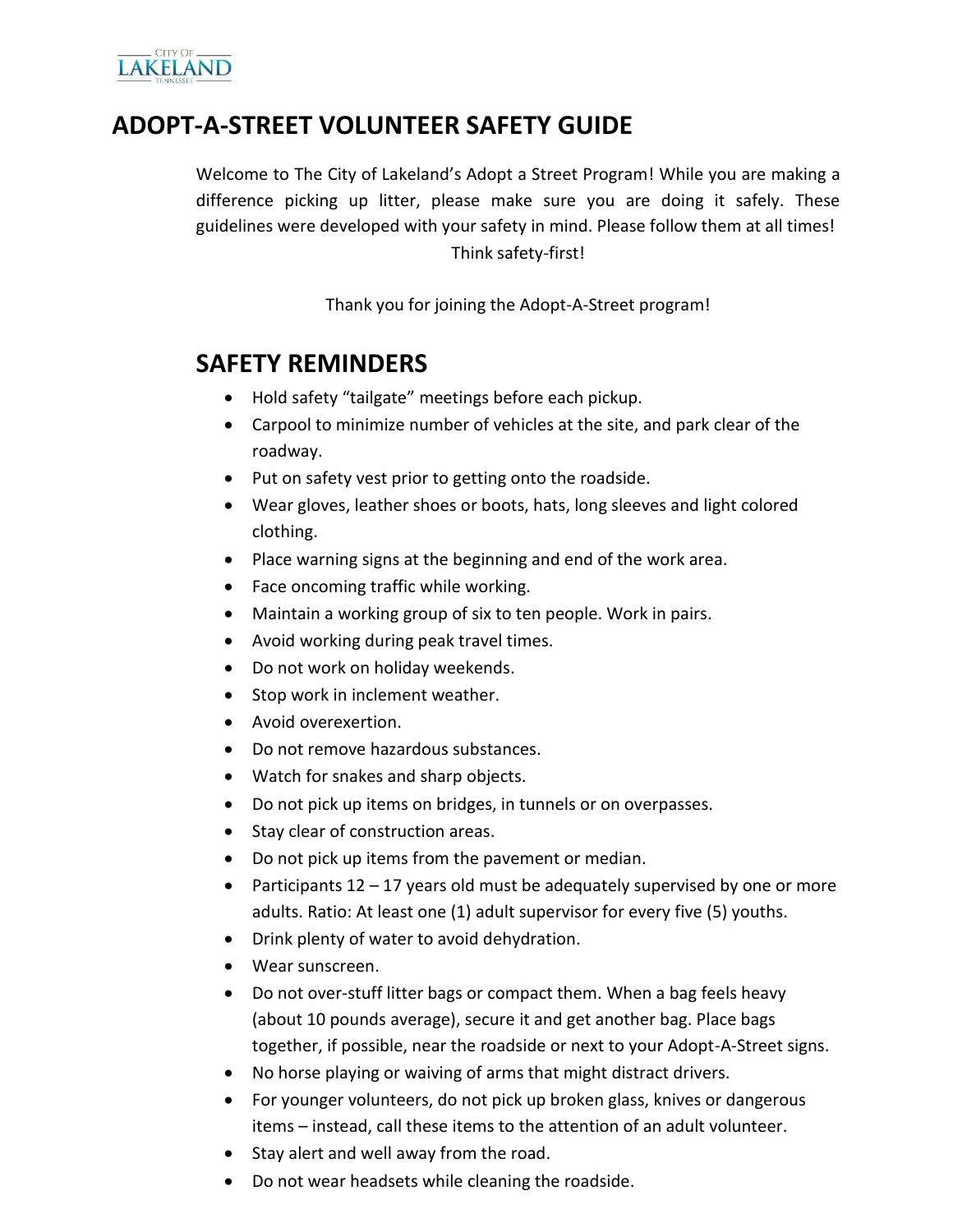# ADOPT-A-STREET VOLUNTEER SAFETY GUIDE

Welcome to The City of Lakeland's Adopt a Street Program! While you are making a difference picking up litter, please make sure you are doing it safely. These guidelines were developed with your safety in mind. Please follow them at all times! Think safety-first!

Thank you for joining the Adopt-A-Street program!

## SAFETY REMINDERS

- Hold safety "tailgate" meetings before each pickup.
- Carpool to minimize number of vehicles at the site, and park clear of the roadway.
- Put on safety vest prior to getting onto the roadside.
- Wear gloves, leather shoes or boots, hats, long sleeves and light colored clothing.
- Place warning signs at the beginning and end of the work area.
- Face oncoming traffic while working.
- Maintain a working group of six to ten people. Work in pairs.
- Avoid working during peak travel times.
- Do not work on holiday weekends.
- Stop work in inclement weather.
- Avoid overexertion.
- Do not remove hazardous substances.
- Watch for snakes and sharp objects.
- Do not pick up items on bridges, in tunnels or on overpasses.
- Stay clear of construction areas.
- Do not pick up items from the pavement or median.
- Participants 12 – 17 years old must be adequately supervised by one or more adults. Ratio: At least one (1) adult supervisor for every five (5) youths.
- Drink plenty of water to avoid dehydration.
- Wear sunscreen.
- Do not over-stuff litter bags or compact them. When a bag feels heavy (about 10 pounds average), secure it and get another bag. Place bags together, if possible, near the roadside or next to your Adopt-A-Street signs.
- No horse playing or waiving of arms that might distract drivers.
- For younger volunteers, do not pick up broken glass, knives or dangerous items – instead, call these items to the attention of an adult volunteer.
- Stay alert and well away from the road.
- Do not wear headsets while cleaning the roadside.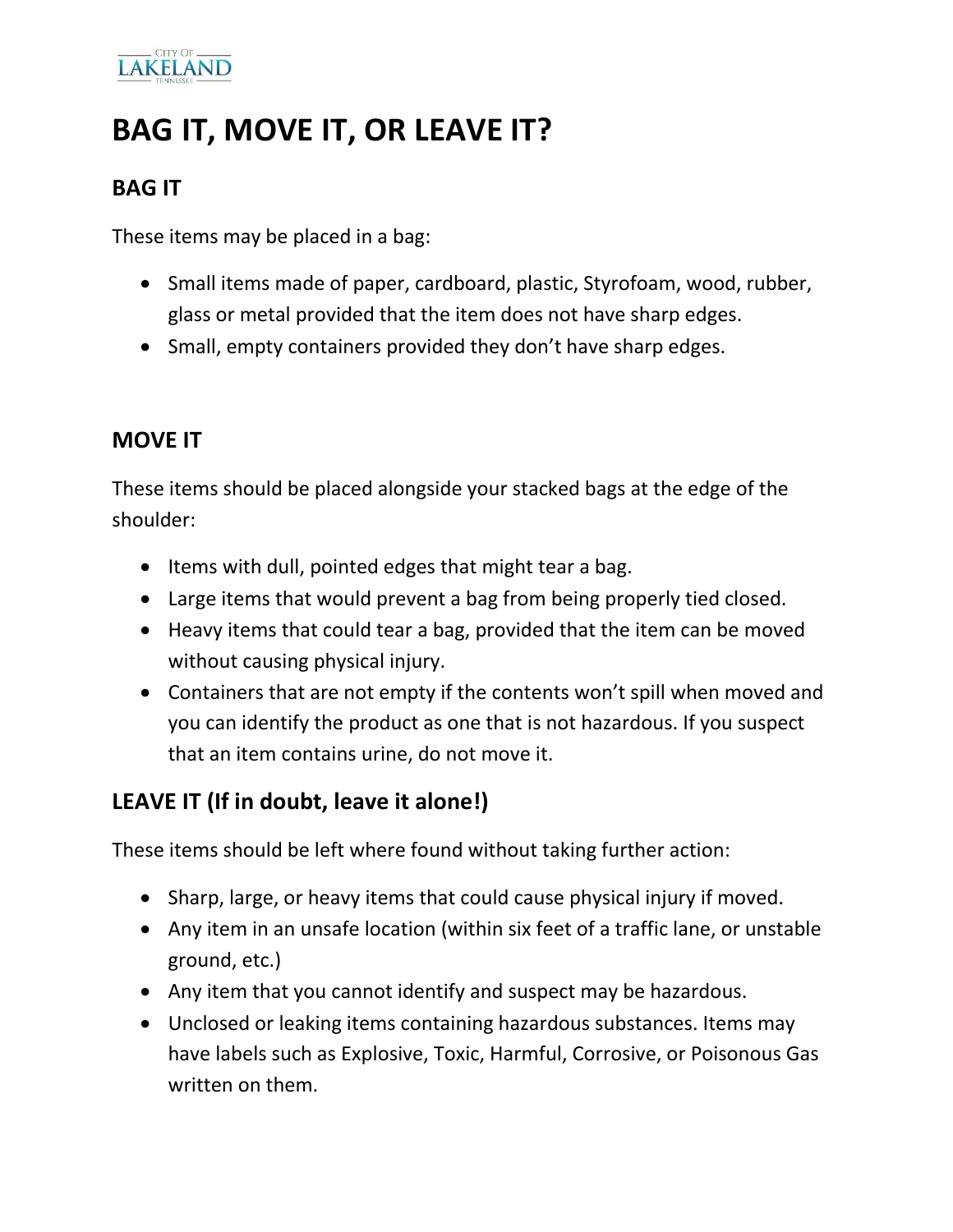# BAG IT, MOVE IT, OR LEAVE IT?

## BAG IT

These items may be placed in a bag:

- Small items made of paper, cardboard, plastic, Styrofoam, wood, rubber, glass or metal provided that the item does not have sharp edges.
- Small, empty containers provided they don't have sharp edges.

## MOVE IT

These items should be placed alongside your stacked bags at the edge of the shoulder:

- Items with dull, pointed edges that might tear a bag.
- Large items that would prevent a bag from being properly tied closed.
- Heavy items that could tear a bag, provided that the item can be moved without causing physical injury.
- Containers that are not empty if the contents won't spill when moved and you can identify the product as one that is not hazardous. If you suspect that an item contains urine, do not move it.

## LEAVE IT (If in doubt, leave it alone!)

These items should be left where found without taking further action:

- Sharp, large, or heavy items that could cause physical injury if moved.
- Any item in an unsafe location (within six feet of a traffic lane, or unstable ground, etc.)
- Any item that you cannot identify and suspect may be hazardous.
- Unclosed or leaking items containing hazardous substances. Items may have labels such as Explosive, Toxic, Harmful, Corrosive, or Poisonous Gas written on them.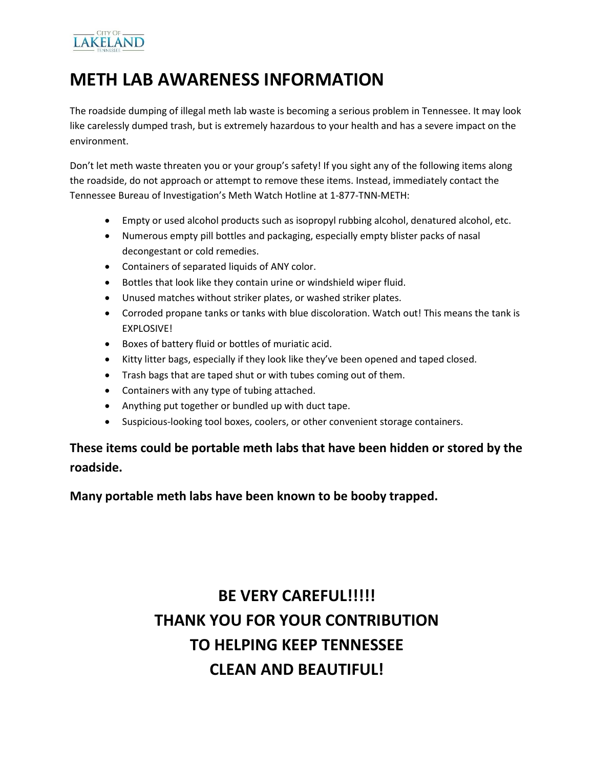CITY OF LAKELAND TENNESSEE

# METH LAB AWARENESS INFORMATION

The roadside dumping of illegal meth lab waste is becoming a serious problem in Tennessee. It may look like carelessly dumped trash, but is extremely hazardous to your health and has a severe impact on the environment.

Don't let meth waste threaten you or your group's safety! If you sight any of the following items along the roadside, do not approach or attempt to remove these items. Instead, immediately contact the Tennessee Bureau of Investigation's Meth Watch Hotline at 1-877-TNN-METH:

- Empty or used alcohol products such as isopropyl rubbing alcohol, denatured alcohol, etc.
- Numerous empty pill bottles and packaging, especially empty blister packs of nasal decongestant or cold remedies.
- Containers of separated liquids of ANY color.
- Bottles that look like they contain urine or windshield wiper fluid.
- Unused matches without striker plates, or washed striker plates.
- Corroded propane tanks or tanks with blue discoloration. Watch out! This means the tank is EXPLOSIVE!
- Boxes of battery fluid or bottles of muriatic acid.
- Kitty litter bags, especially if they look like they've been opened and taped closed.
- Trash bags that are taped shut or with tubes coming out of them.
- Containers with any type of tubing attached.
- Anything put together or bundled up with duct tape.
- Suspicious-looking tool boxes, coolers, or other convenient storage containers.

**These items could be portable meth labs that have been hidden or stored by the roadside.**

**Many portable meth labs have been known to be booby trapped.**

**BE VERY CAREFUL!!!!!**
**THANK YOU FOR YOUR CONTRIBUTION**
**TO HELPING KEEP TENNESSEE**
**CLEAN AND BEAUTIFUL!**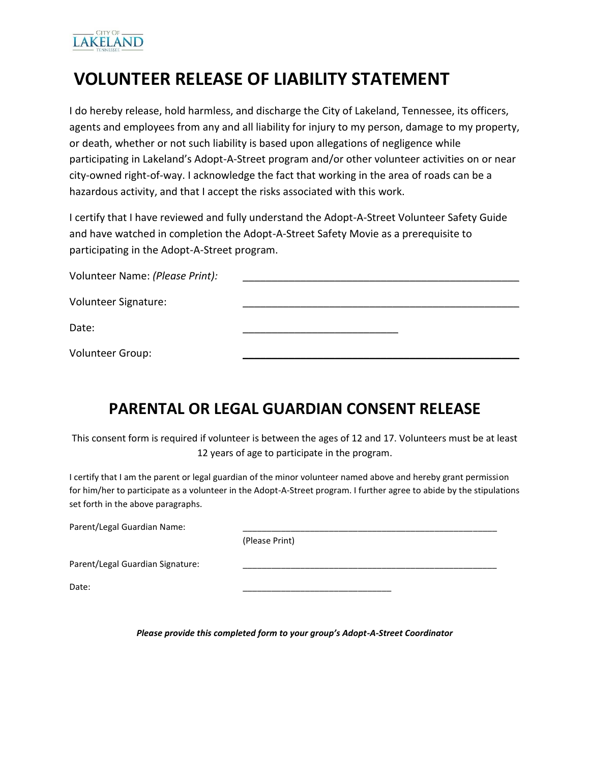CITY OF LAKELAND TENNESSEE

# VOLUNTEER RELEASE OF LIABILITY STATEMENT

I do hereby release, hold harmless, and discharge the City of Lakeland, Tennessee, its officers, agents and employees from any and all liability for injury to my person, damage to my property, or death, whether or not such liability is based upon allegations of negligence while participating in Lakeland's Adopt-A-Street program and/or other volunteer activities on or near city-owned right-of-way. I acknowledge the fact that working in the area of roads can be a hazardous activity, and that I accept the risks associated with this work.

I certify that I have reviewed and fully understand the Adopt-A-Street Volunteer Safety Guide and have watched in completion the Adopt-A-Street Safety Movie as a prerequisite to participating in the Adopt-A-Street program.

Volunteer Name: *(Please Print):* ______________________________________________

Volunteer Signature: ______________________________________________

Date: ________________________

Volunteer Group: ______________________________________________

# PARENTAL OR LEGAL GUARDIAN CONSENT RELEASE

This consent form is required if volunteer is between the ages of 12 and 17. Volunteers must be at least 12 years of age to participate in the program.

I certify that I am the parent or legal guardian of the minor volunteer named above and hereby grant permission for him/her to participate as a volunteer in the Adopt-A-Street program. I further agree to abide by the stipulations set forth in the above paragraphs.

Parent/Legal Guardian Name: ______________________________________________
(Please Print)

Parent/Legal Guardian Signature: ______________________________________________

Date: ________________________

***Please provide this completed form to your group's Adopt-A-Street Coordinator***